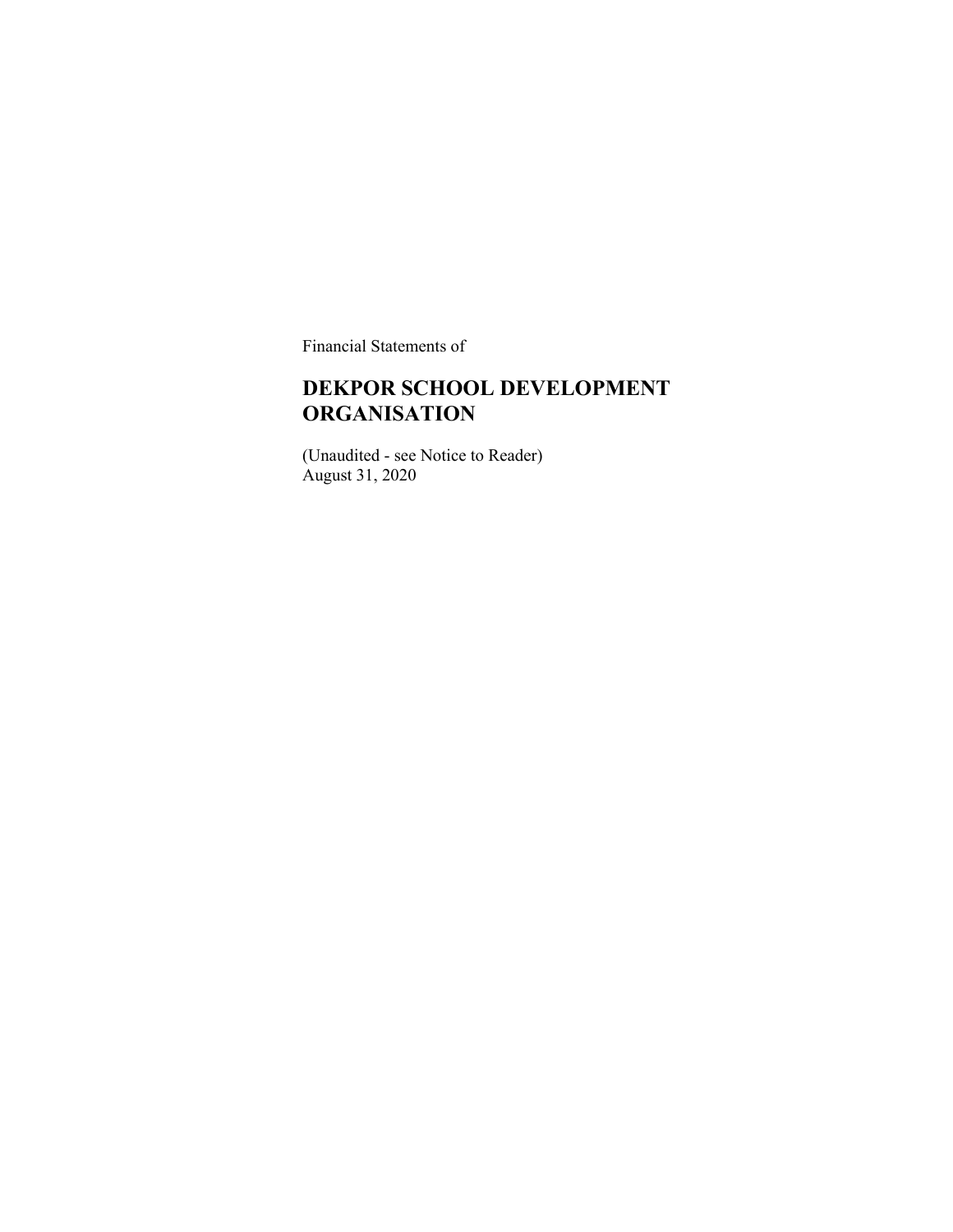Financial Statements of

# DEKPOR SCHOOL DEVELOPMENT ORGANISATION

(Unaudited - see Notice to Reader)
August 31, 2020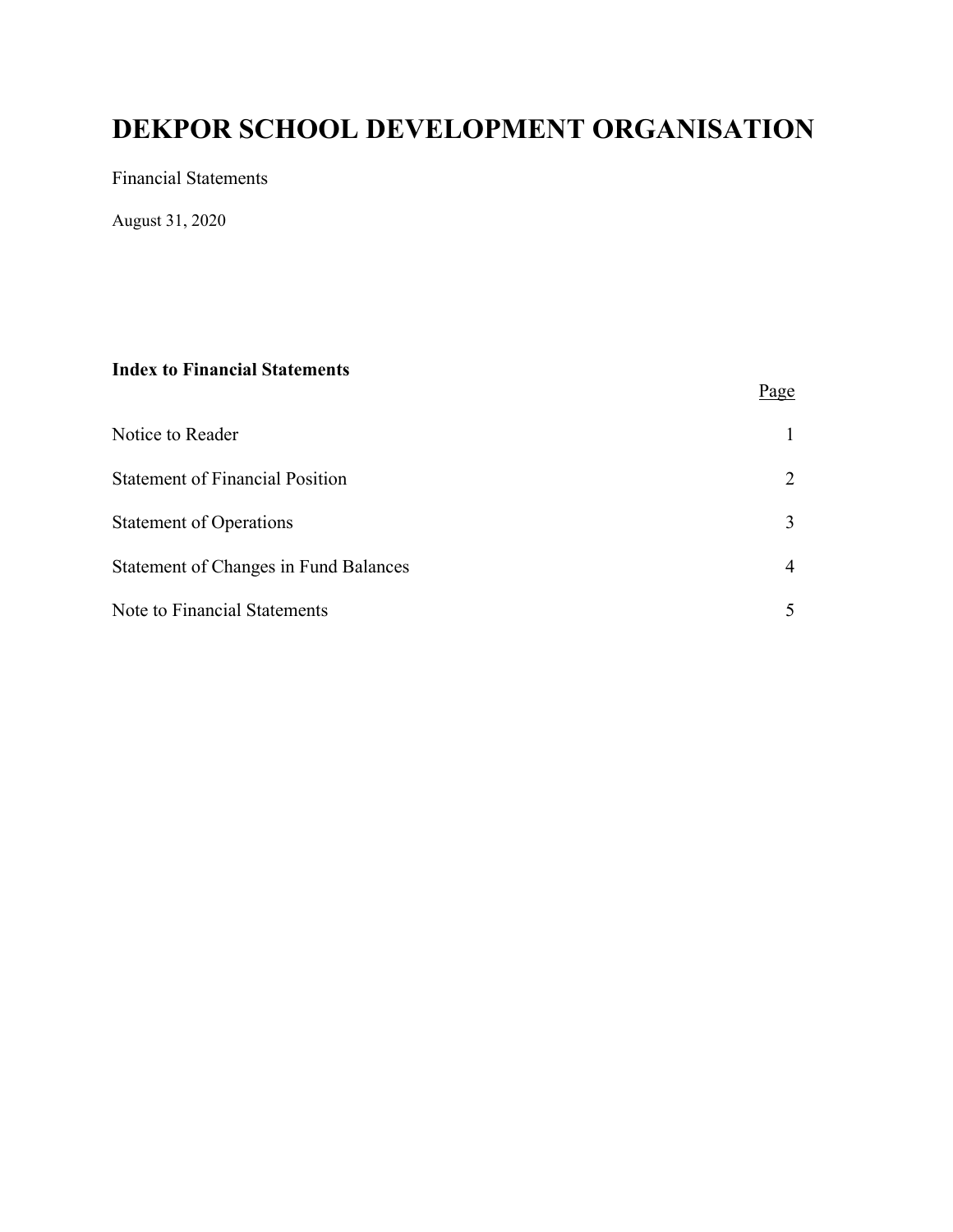# DEKPOR SCHOOL DEVELOPMENT ORGANISATION

Financial Statements

August 31, 2020

**Index to Financial Statements**

| | Page |
|---|---|
| Notice to Reader | 1 |
| Statement of Financial Position | 2 |
| Statement of Operations | 3 |
| Statement of Changes in Fund Balances | 4 |
| Note to Financial Statements | 5 |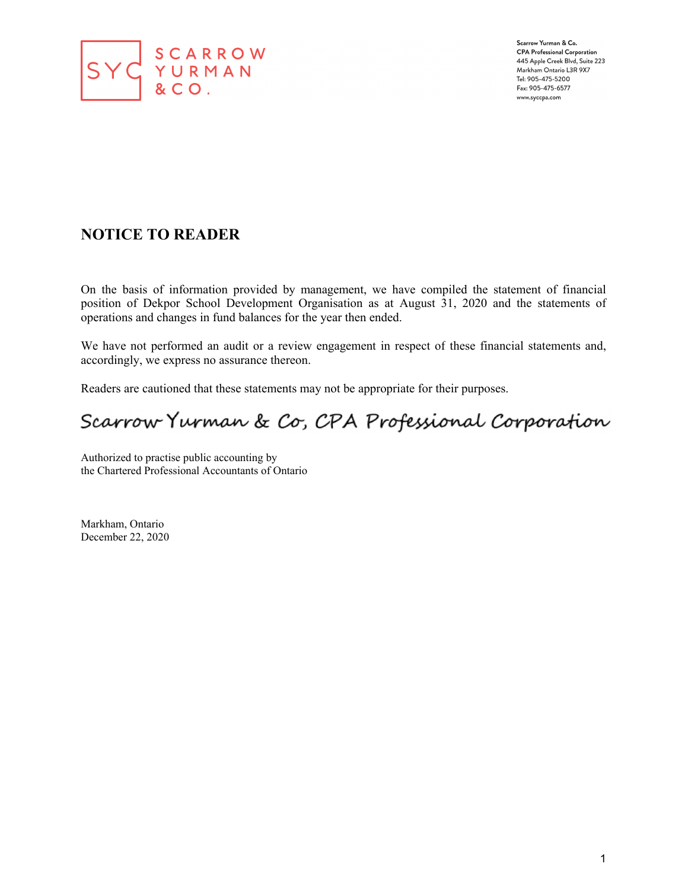SCARROW YURMAN & CO.

Scarrow Yurman & Co.
CPA Professional Corporation
445 Apple Creek Blvd, Suite 223
Markham Ontario L3R 9X7
Tel: 905-475-5200
Fax: 905-475-6577
www.syccpa.com

## NOTICE TO READER

On the basis of information provided by management, we have compiled the statement of financial position of Dekpor School Development Organisation as at August 31, 2020 and the statements of operations and changes in fund balances for the year then ended.

We have not performed an audit or a review engagement in respect of these financial statements and, accordingly, we express no assurance thereon.

Readers are cautioned that these statements may not be appropriate for their purposes.

Scarrow Yurman & Co, CPA Professional Corporation

Authorized to practise public accounting by
the Chartered Professional Accountants of Ontario

Markham, Ontario
December 22, 2020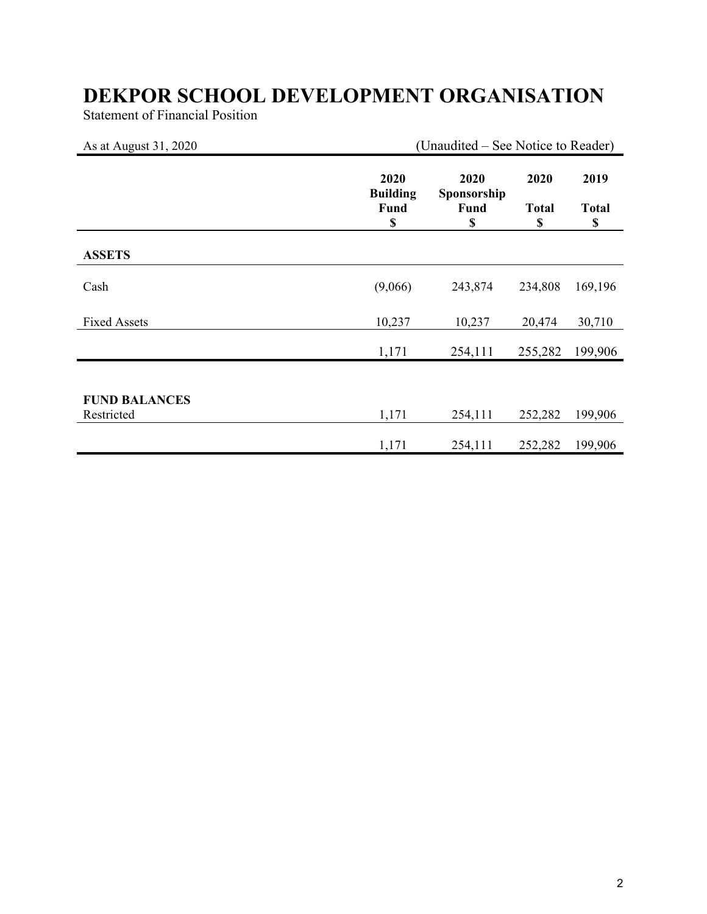# DEKPOR SCHOOL DEVELOPMENT ORGANISATION

Statement of Financial Position

As at August 31, 2020 (Unaudited – See Notice to Reader)

| | 2020 Building Fund $ | 2020 Sponsorship Fund $ | 2020 Total $ | 2019 Total $ |
|---|---|---|---|---|
| **ASSETS** | | | | |
| Cash | (9,066) | 243,874 | 234,808 | 169,196 |
| Fixed Assets | 10,237 | 10,237 | 20,474 | 30,710 |
| | 1,171 | 254,111 | 255,282 | 199,906 |
| **FUND BALANCES** | | | | |
| Restricted | 1,171 | 254,111 | 252,282 | 199,906 |
| | 1,171 | 254,111 | 252,282 | 199,906 |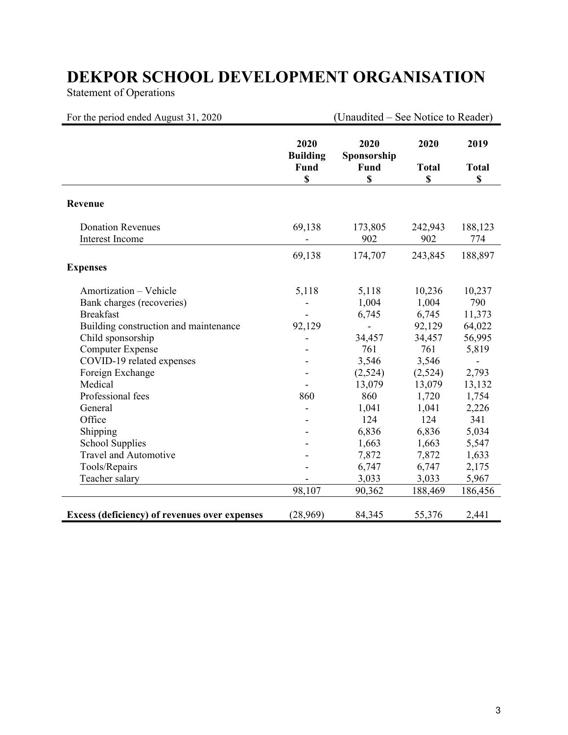# DEKPOR SCHOOL DEVELOPMENT ORGANISATION

Statement of Operations

For the period ended August 31, 2020 (Unaudited – See Notice to Reader)

| | 2020 Building Fund $ | 2020 Sponsorship Fund $ | 2020 Total $ | 2019 Total $ |
|---|---|---|---|---|
| **Revenue** | | | | |
| Donation Revenues | 69,138 | 173,805 | 242,943 | 188,123 |
| Interest Income | - | 902 | 902 | 774 |
| | 69,138 | 174,707 | 243,845 | 188,897 |
| **Expenses** | | | | |
| Amortization – Vehicle | 5,118 | 5,118 | 10,236 | 10,237 |
| Bank charges (recoveries) | - | 1,004 | 1,004 | 790 |
| Breakfast | - | 6,745 | 6,745 | 11,373 |
| Building construction and maintenance | 92,129 | - | 92,129 | 64,022 |
| Child sponsorship | - | 34,457 | 34,457 | 56,995 |
| Computer Expense | - | 761 | 761 | 5,819 |
| COVID-19 related expenses | - | 3,546 | 3,546 | - |
| Foreign Exchange | - | (2,524) | (2,524) | 2,793 |
| Medical | - | 13,079 | 13,079 | 13,132 |
| Professional fees | 860 | 860 | 1,720 | 1,754 |
| General | - | 1,041 | 1,041 | 2,226 |
| Office | - | 124 | 124 | 341 |
| Shipping | - | 6,836 | 6,836 | 5,034 |
| School Supplies | - | 1,663 | 1,663 | 5,547 |
| Travel and Automotive | - | 7,872 | 7,872 | 1,633 |
| Tools/Repairs | - | 6,747 | 6,747 | 2,175 |
| Teacher salary | - | 3,033 | 3,033 | 5,967 |
| | 98,107 | 90,362 | 188,469 | 186,456 |
| **Excess (deficiency) of revenues over expenses** | (28,969) | 84,345 | 55,376 | 2,441 |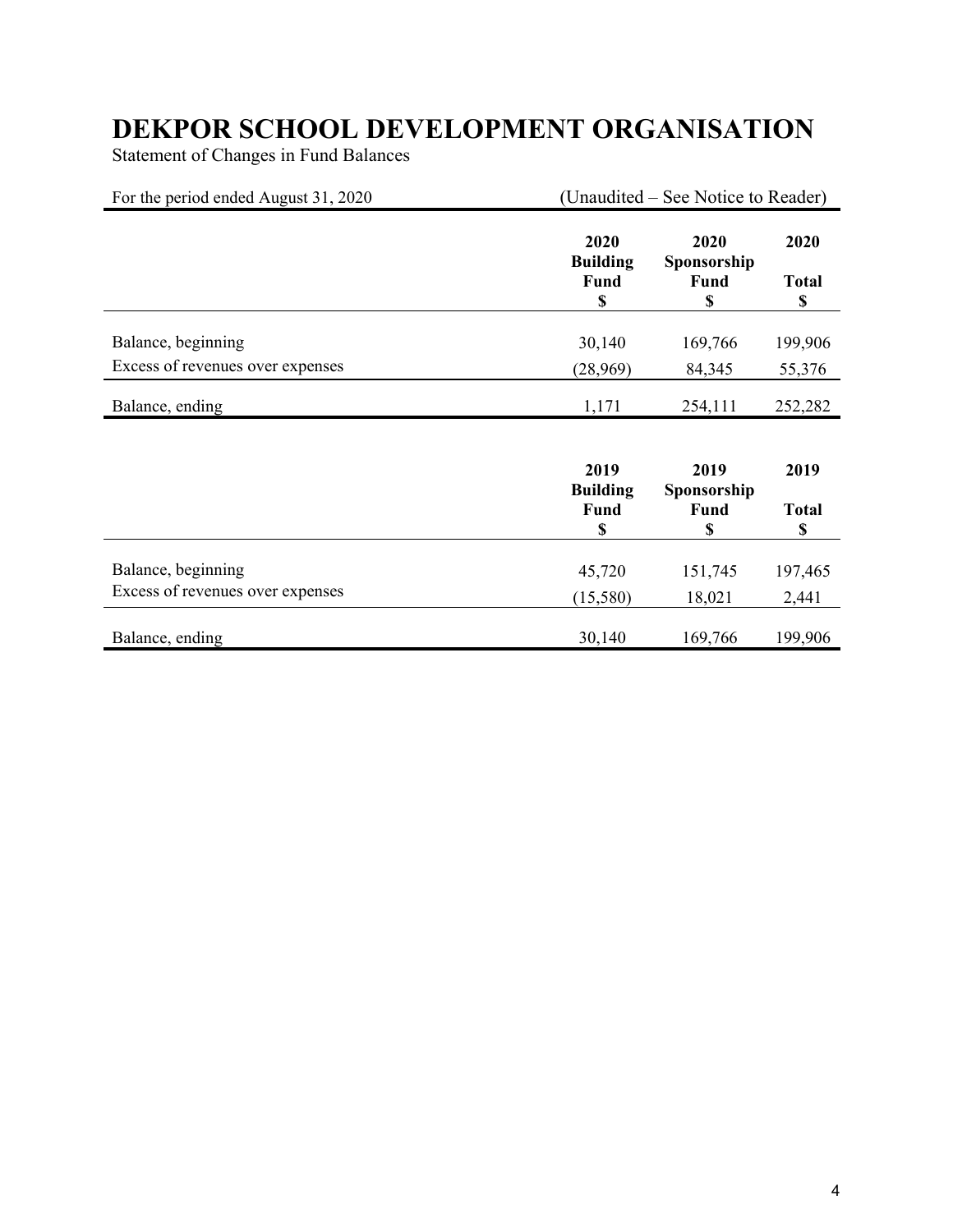# DEKPOR SCHOOL DEVELOPMENT ORGANISATION

Statement of Changes in Fund Balances

For the period ended August 31, 2020 (Unaudited – See Notice to Reader)

| | 2020 Building Fund $ | 2020 Sponsorship Fund $ | 2020 Total $ |
|---|---|---|---|
| Balance, beginning | 30,140 | 169,766 | 199,906 |
| Excess of revenues over expenses | (28,969) | 84,345 | 55,376 |
| Balance, ending | 1,171 | 254,111 | 252,282 |

| | 2019 Building Fund $ | 2019 Sponsorship Fund $ | 2019 Total $ |
|---|---|---|---|
| Balance, beginning | 45,720 | 151,745 | 197,465 |
| Excess of revenues over expenses | (15,580) | 18,021 | 2,441 |
| Balance, ending | 30,140 | 169,766 | 199,906 |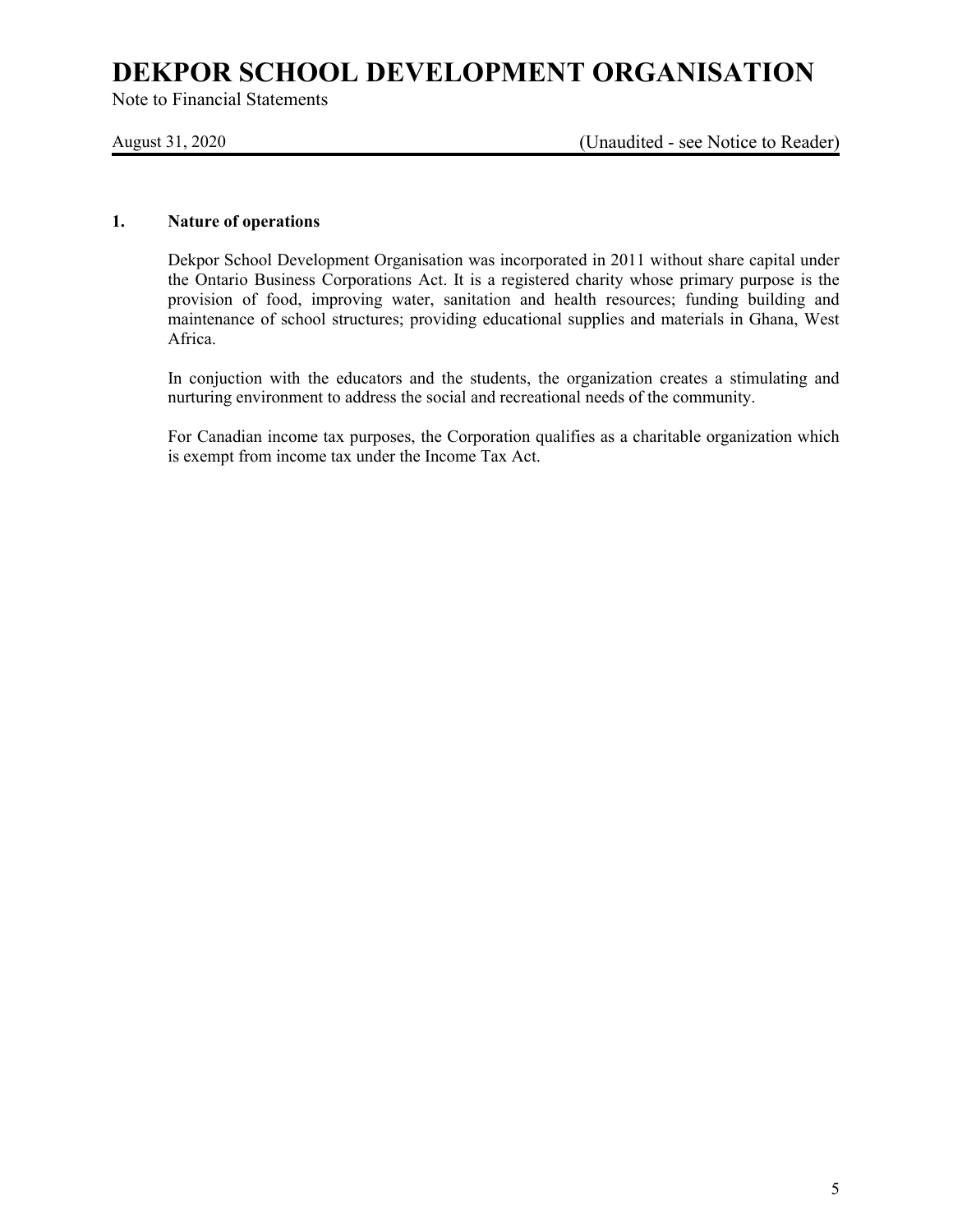# DEKPOR SCHOOL DEVELOPMENT ORGANISATION

Note to Financial Statements

August 31, 2020 (Unaudited - see Notice to Reader)

## 1. Nature of operations

Dekpor School Development Organisation was incorporated in 2011 without share capital under the Ontario Business Corporations Act. It is a registered charity whose primary purpose is the provision of food, improving water, sanitation and health resources; funding building and maintenance of school structures; providing educational supplies and materials in Ghana, West Africa.

In conjuction with the educators and the students, the organization creates a stimulating and nurturing environment to address the social and recreational needs of the community.

For Canadian income tax purposes, the Corporation qualifies as a charitable organization which is exempt from income tax under the Income Tax Act.